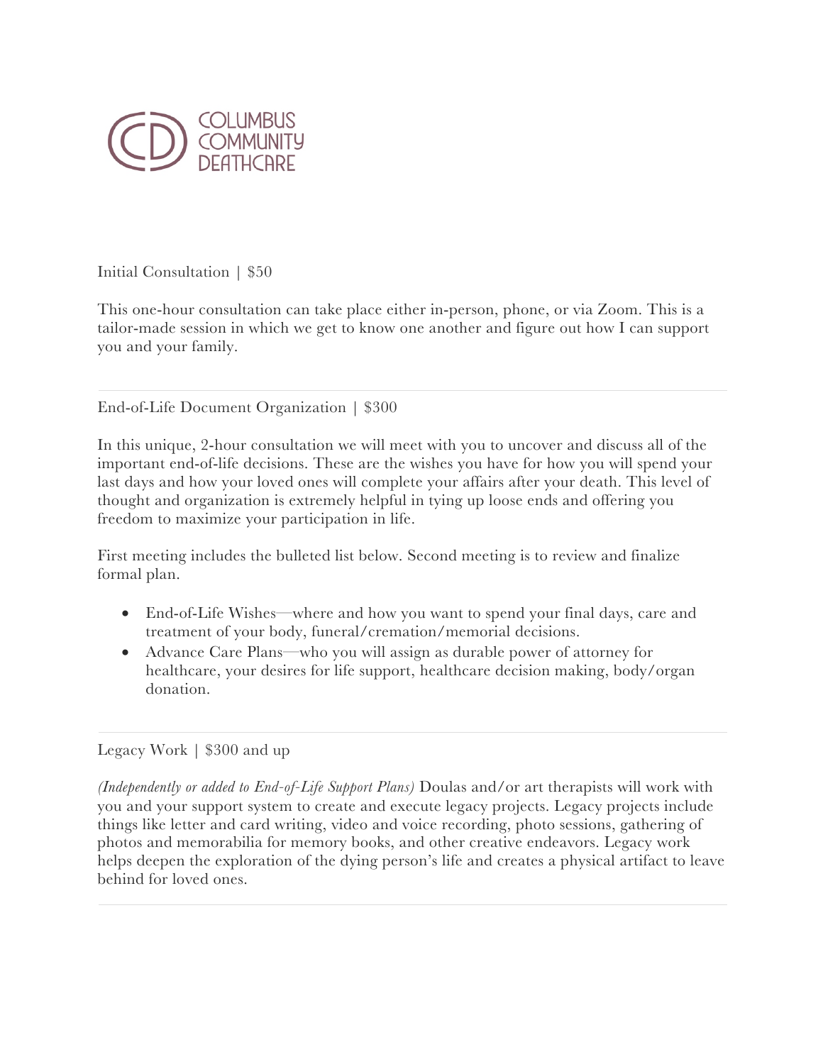COLUMBUS COMMUNITY DEATHCARE

Initial Consultation | $50

This one-hour consultation can take place either in-person, phone, or via Zoom. This is a tailor-made session in which we get to know one another and figure out how I can support you and your family.

---

End-of-Life Document Organization | $300

In this unique, 2-hour consultation we will meet with you to uncover and discuss all of the important end-of-life decisions. These are the wishes you have for how you will spend your last days and how your loved ones will complete your affairs after your death. This level of thought and organization is extremely helpful in tying up loose ends and offering you freedom to maximize your participation in life.

First meeting includes the bulleted list below. Second meeting is to review and finalize formal plan.

- End-of-Life Wishes—where and how you want to spend your final days, care and treatment of your body, funeral/cremation/memorial decisions.
- Advance Care Plans—who you will assign as durable power of attorney for healthcare, your desires for life support, healthcare decision making, body/organ donation.

---

Legacy Work | $300 and up

*(Independently or added to End-of-Life Support Plans)* Doulas and/or art therapists will work with you and your support system to create and execute legacy projects. Legacy projects include things like letter and card writing, video and voice recording, photo sessions, gathering of photos and memorabilia for memory books, and other creative endeavors. Legacy work helps deepen the exploration of the dying person's life and creates a physical artifact to leave behind for loved ones.

---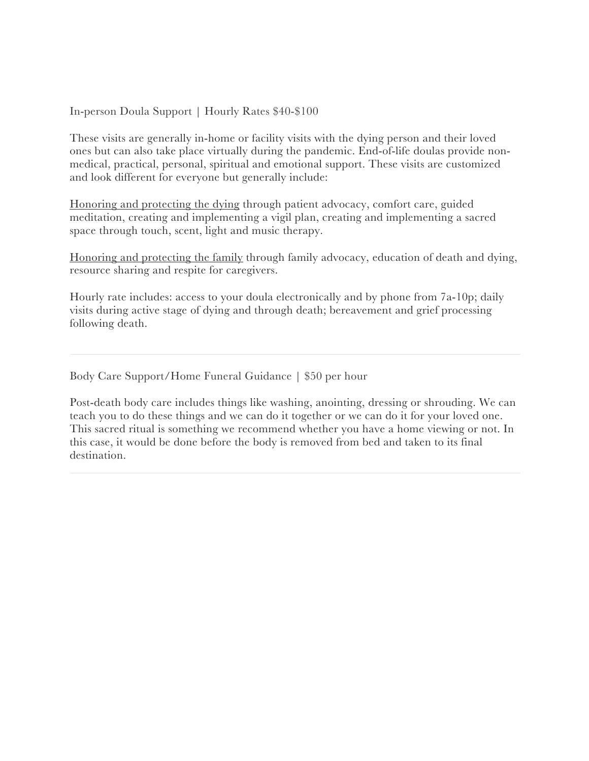## In-person Doula Support | Hourly Rates $40-$100

These visits are generally in-home or facility visits with the dying person and their loved ones but can also take place virtually during the pandemic. End-of-life doulas provide non-medical, practical, personal, spiritual and emotional support. These visits are customized and look different for everyone but generally include:

<u>Honoring and protecting the dying</u> through patient advocacy, comfort care, guided meditation, creating and implementing a vigil plan, creating and implementing a sacred space through touch, scent, light and music therapy.

<u>Honoring and protecting the family</u> through family advocacy, education of death and dying, resource sharing and respite for caregivers.

Hourly rate includes: access to your doula electronically and by phone from 7a-10p; daily visits during active stage of dying and through death; bereavement and grief processing following death.

---

## Body Care Support/Home Funeral Guidance | $50 per hour

Post-death body care includes things like washing, anointing, dressing or shrouding. We can teach you to do these things and we can do it together or we can do it for your loved one. This sacred ritual is something we recommend whether you have a home viewing or not. In this case, it would be done before the body is removed from bed and taken to its final destination.

---